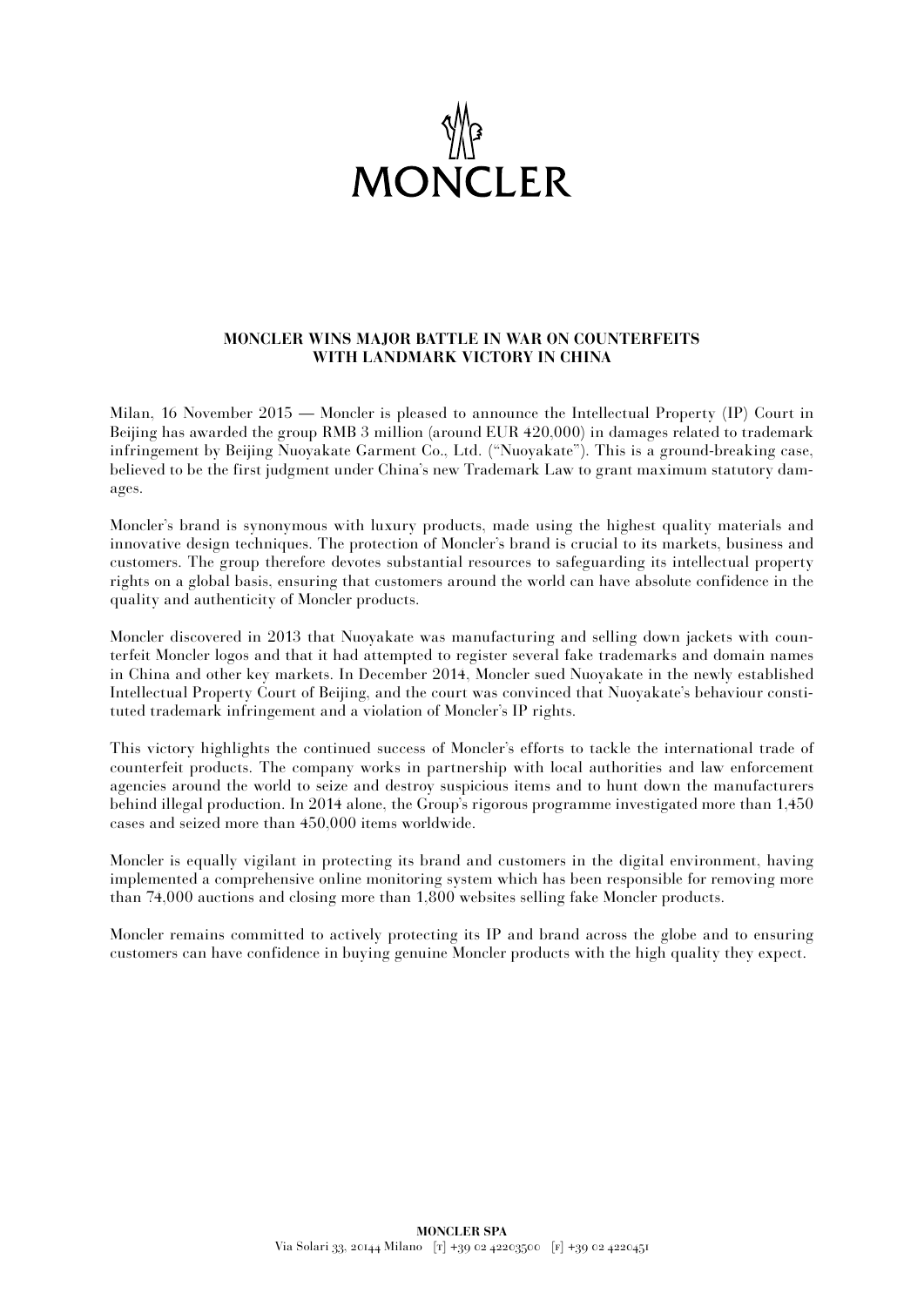MONCLER

## MONCLER WINS MAJOR BATTLE IN WAR ON COUNTERFEITS WITH LANDMARK VICTORY IN CHINA

Milan, 16 November 2015 — Moncler is pleased to announce the Intellectual Property (IP) Court in Beijing has awarded the group RMB 3 million (around EUR 420,000) in damages related to trademark infringement by Beijing Nuoyakate Garment Co., Ltd. ("Nuoyakate"). This is a ground-breaking case, believed to be the first judgment under China's new Trademark Law to grant maximum statutory damages.

Moncler's brand is synonymous with luxury products, made using the highest quality materials and innovative design techniques. The protection of Moncler's brand is crucial to its markets, business and customers. The group therefore devotes substantial resources to safeguarding its intellectual property rights on a global basis, ensuring that customers around the world can have absolute confidence in the quality and authenticity of Moncler products.

Moncler discovered in 2013 that Nuoyakate was manufacturing and selling down jackets with counterfeit Moncler logos and that it had attempted to register several fake trademarks and domain names in China and other key markets. In December 2014, Moncler sued Nuoyakate in the newly established Intellectual Property Court of Beijing, and the court was convinced that Nuoyakate's behaviour constituted trademark infringement and a violation of Moncler's IP rights.

This victory highlights the continued success of Moncler's efforts to tackle the international trade of counterfeit products. The company works in partnership with local authorities and law enforcement agencies around the world to seize and destroy suspicious items and to hunt down the manufacturers behind illegal production. In 2014 alone, the Group's rigorous programme investigated more than 1,450 cases and seized more than 450,000 items worldwide.

Moncler is equally vigilant in protecting its brand and customers in the digital environment, having implemented a comprehensive online monitoring system which has been responsible for removing more than 74,000 auctions and closing more than 1,800 websites selling fake Moncler products.

Moncler remains committed to actively protecting its IP and brand across the globe and to ensuring customers can have confidence in buying genuine Moncler products with the high quality they expect.

**MONCLER SPA**
Via Solari 33, 20144 Milano [T] +39 02 42203500 [F] +39 02 4220451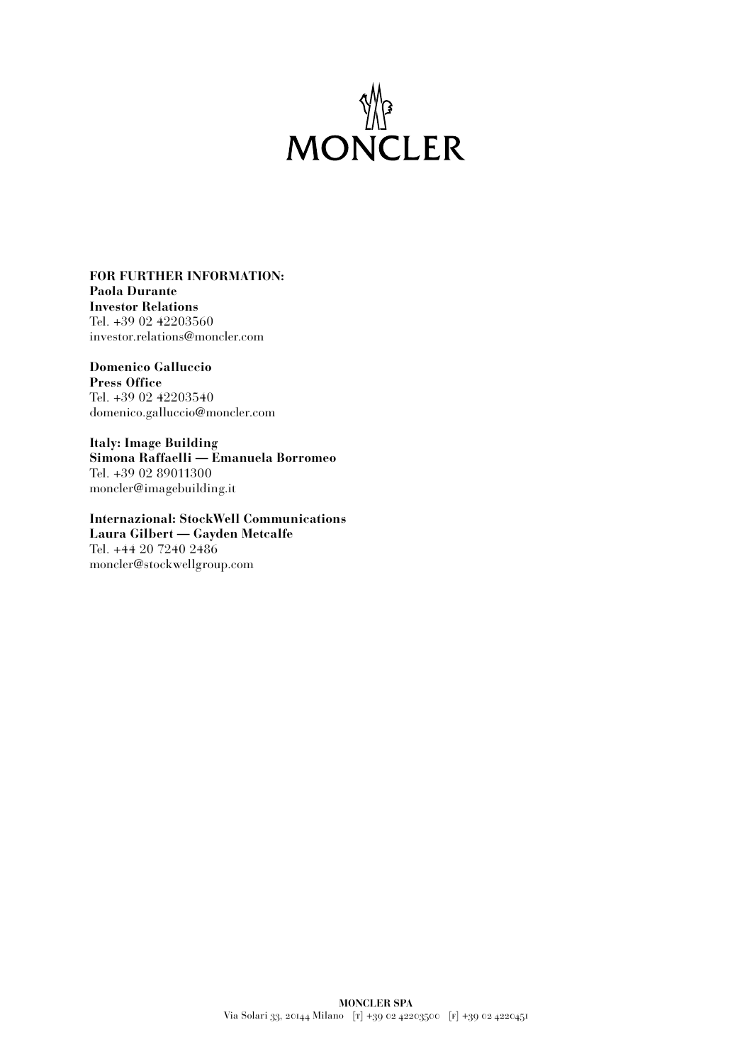**FOR FURTHER INFORMATION:**
**Paola Durante**
**Investor Relations**
Tel. +39 02 42203560
investor.relations@moncler.com

**Domenico Galluccio**
**Press Office**
Tel. +39 02 42203540
domenico.galluccio@moncler.com

**Italy: Image Building**
**Simona Raffaelli — Emanuela Borromeo**
Tel. +39 02 89011300
moncler@imagebuilding.it

**Internazional: StockWell Communications**
**Laura Gilbert — Gayden Metcalfe**
Tel. +44 20 7240 2486
moncler@stockwellgroup.com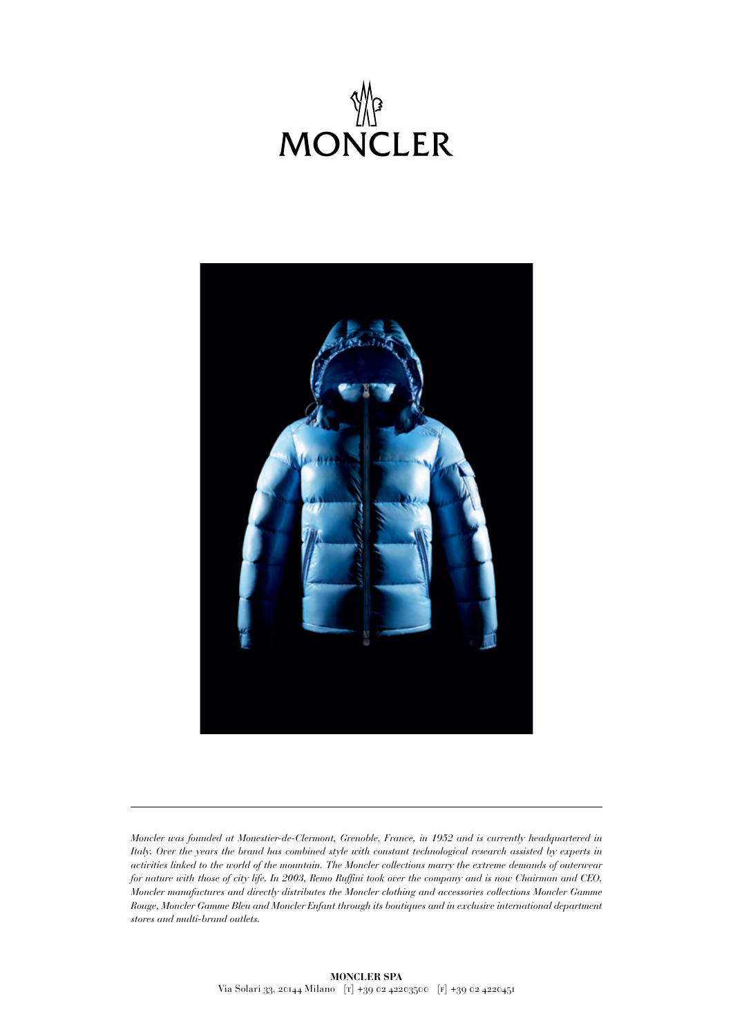# MONCLER

*Moncler was founded at Monestier-de-Clermont, Grenoble, France, in 1952 and is currently headquartered in Italy. Over the years the brand has combined style with constant technological research assisted by experts in activities linked to the world of the mountain. The Moncler collections marry the extreme demands of outerwear for nature with those of city life. In 2003, Remo Ruffini took over the company and is now Chairman and CEO. Moncler manufactures and directly distributes the Moncler clothing and accessories collections Moncler Gamme Rouge, Moncler Gamme Bleu and Moncler Enfant through its boutiques and in exclusive international department stores and multi-brand outlets.*

**MONCLER SPA**
Via Solari 33, 20144 Milano [T] +39 02 42203500 [F] +39 02 4220451